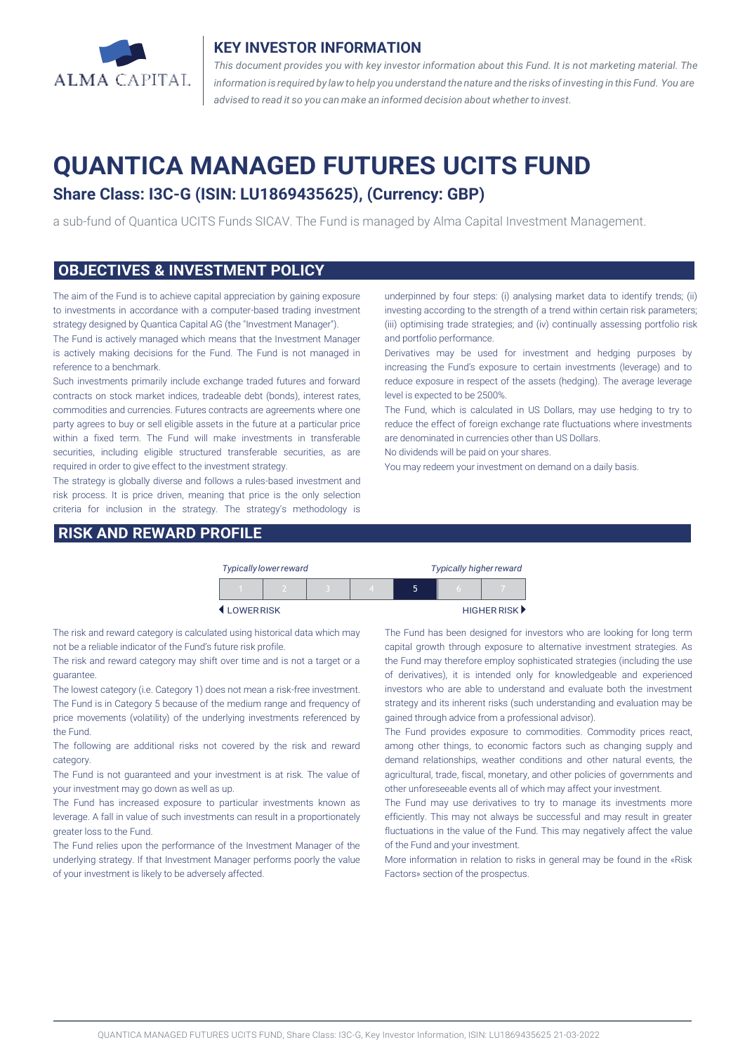ALMA CAPITAL

## KEY INVESTOR INFORMATION

*This document provides you with key investor information about this Fund. It is not marketing material. The information is required by law to help you understand the nature and the risks of investing in this Fund. You are advised to read it so you can make an informed decision about whether to invest.*

# QUANTICA MANAGED FUTURES UCITS FUND

### Share Class: I3C-G (ISIN: LU1869435625), (Currency: GBP)

a sub-fund of Quantica UCITS Funds SICAV. The Fund is managed by Alma Capital Investment Management.

## OBJECTIVES & INVESTMENT POLICY

The aim of the Fund is to achieve capital appreciation by gaining exposure to investments in accordance with a computer-based trading investment strategy designed by Quantica Capital AG (the "Investment Manager").

The Fund is actively managed which means that the Investment Manager is actively making decisions for the Fund. The Fund is not managed in reference to a benchmark.

Such investments primarily include exchange traded futures and forward contracts on stock market indices, tradeable debt (bonds), interest rates, commodities and currencies. Futures contracts are agreements where one party agrees to buy or sell eligible assets in the future at a particular price within a fixed term. The Fund will make investments in transferable securities, including eligible structured transferable securities, as are required in order to give effect to the investment strategy.

The strategy is globally diverse and follows a rules-based investment and risk process. It is price driven, meaning that price is the only selection criteria for inclusion in the strategy. The strategy's methodology is underpinned by four steps: (i) analysing market data to identify trends; (ii) investing according to the strength of a trend within certain risk parameters; (iii) optimising trade strategies; and (iv) continually assessing portfolio risk and portfolio performance.

Derivatives may be used for investment and hedging purposes by increasing the Fund's exposure to certain investments (leverage) and to reduce exposure in respect of the assets (hedging). The average leverage level is expected to be 2500%.

The Fund, which is calculated in US Dollars, may use hedging to try to reduce the effect of foreign exchange rate fluctuations where investments are denominated in currencies other than US Dollars.

No dividends will be paid on your shares.

You may redeem your investment on demand on a daily basis.

## RISK AND REWARD PROFILE

*Typically lower reward* — *Typically higher reward*

| 1 | 2 | 3 | 4 | **5** | 6 | 7 |
|---|---|---|---|---|---|---|

◀ LOWER RISK — HIGHER RISK ▶

The risk and reward category is calculated using historical data which may not be a reliable indicator of the Fund's future risk profile.

The risk and reward category may shift over time and is not a target or a guarantee.

The lowest category (i.e. Category 1) does not mean a risk-free investment. The Fund is in Category 5 because of the medium range and frequency of price movements (volatility) of the underlying investments referenced by the Fund.

The following are additional risks not covered by the risk and reward category.

The Fund is not guaranteed and your investment is at risk. The value of your investment may go down as well as up.

The Fund has increased exposure to particular investments known as leverage. A fall in value of such investments can result in a proportionately greater loss to the Fund.

The Fund relies upon the performance of the Investment Manager of the underlying strategy. If that Investment Manager performs poorly the value of your investment is likely to be adversely affected.

The Fund has been designed for investors who are looking for long term capital growth through exposure to alternative investment strategies. As the Fund may therefore employ sophisticated strategies (including the use of derivatives), it is intended only for knowledgeable and experienced investors who are able to understand and evaluate both the investment strategy and its inherent risks (such understanding and evaluation may be gained through advice from a professional advisor).

The Fund provides exposure to commodities. Commodity prices react, among other things, to economic factors such as changing supply and demand relationships, weather conditions and other natural events, the agricultural, trade, fiscal, monetary, and other policies of governments and other unforeseeable events all of which may affect your investment.

The Fund may use derivatives to try to manage its investments more efficiently. This may not always be successful and may result in greater fluctuations in the value of the Fund. This may negatively affect the value of the Fund and your investment.

More information in relation to risks in general may be found in the «Risk Factors» section of the prospectus.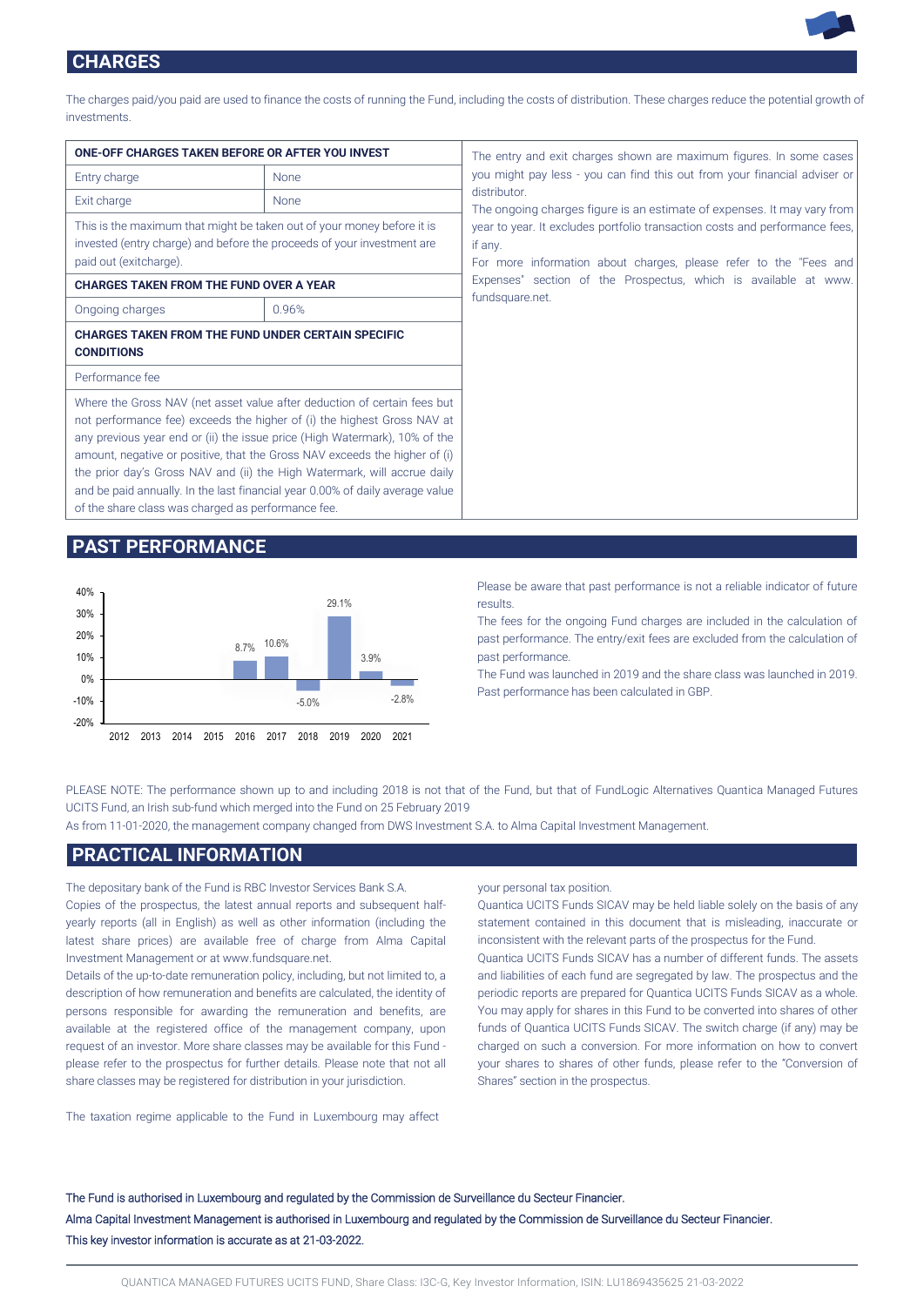## CHARGES

The charges paid/you paid are used to finance the costs of running the Fund, including the costs of distribution. These charges reduce the potential growth of investments.

| ONE-OFF CHARGES TAKEN BEFORE OR AFTER YOU INVEST | |
|---|---|
| Entry charge | None |
| Exit charge | None |
| This is the maximum that might be taken out of your money before it is invested (entry charge) and before the proceeds of your investment are paid out (exitcharge). | |
| **CHARGES TAKEN FROM THE FUND OVER A YEAR** | |
| Ongoing charges | 0.96% |
| **CHARGES TAKEN FROM THE FUND UNDER CERTAIN SPECIFIC CONDITIONS** | |
| Performance fee | |
| Where the Gross NAV (net asset value after deduction of certain fees but not performance fee) exceeds the higher of (i) the highest Gross NAV at any previous year end or (ii) the issue price (High Watermark), 10% of the amount, negative or positive, that the Gross NAV exceeds the higher of (i) the prior day's Gross NAV and (ii) the High Watermark, will accrue daily and be paid annually. In the last financial year 0.00% of daily average value of the share class was charged as performance fee. | |

The entry and exit charges shown are maximum figures. In some cases you might pay less - you can find this out from your financial adviser or distributor.

The ongoing charges figure is an estimate of expenses. It may vary from year to year. It excludes portfolio transaction costs and performance fees, if any.

For more information about charges, please refer to the "Fees and Expenses" section of the Prospectus, which is available at www.fundsquare.net.

## PAST PERFORMANCE

40%
30%
20%
10%
0%
-10%
-20%

8.7% 10.6% -5.0% 29.1% 3.9% -2.8%

2012 2013 2014 2015 2016 2017 2018 2019 2020 2021

Please be aware that past performance is not a reliable indicator of future results.

The fees for the ongoing Fund charges are included in the calculation of past performance. The entry/exit fees are excluded from the calculation of past performance.

The Fund was launched in 2019 and the share class was launched in 2019. Past performance has been calculated in GBP.

PLEASE NOTE: The performance shown up to and including 2018 is not that of the Fund, but that of FundLogic Alternatives Quantica Managed Futures UCITS Fund, an Irish sub-fund which merged into the Fund on 25 February 2019

As from 11-01-2020, the management company changed from DWS Investment S.A. to Alma Capital Investment Management.

## PRACTICAL INFORMATION

The depositary bank of the Fund is RBC Investor Services Bank S.A.

Copies of the prospectus, the latest annual reports and subsequent half-yearly reports (all in English) as well as other information (including the latest share prices) are available free of charge from Alma Capital Investment Management or at www.fundsquare.net.

Details of the up-to-date remuneration policy, including, but not limited to, a description of how remuneration and benefits are calculated, the identity of persons responsible for awarding the remuneration and benefits, are available at the registered office of the management company, upon request of an investor. More share classes may be available for this Fund - please refer to the prospectus for further details. Please note that not all share classes may be registered for distribution in your jurisdiction.

The taxation regime applicable to the Fund in Luxembourg may affect your personal tax position.

Quantica UCITS Funds SICAV may be held liable solely on the basis of any statement contained in this document that is misleading, inaccurate or inconsistent with the relevant parts of the prospectus for the Fund.

Quantica UCITS Funds SICAV has a number of different funds. The assets and liabilities of each fund are segregated by law. The prospectus and the periodic reports are prepared for Quantica UCITS Funds SICAV as a whole. You may apply for shares in this Fund to be converted into shares of other funds of Quantica UCITS Funds SICAV. The switch charge (if any) may be charged on such a conversion. For more information on how to convert your shares to shares of other funds, please refer to the "Conversion of Shares" section in the prospectus.

The Fund is authorised in Luxembourg and regulated by the Commission de Surveillance du Secteur Financier.

Alma Capital Investment Management is authorised in Luxembourg and regulated by the Commission de Surveillance du Secteur Financier.

This key investor information is accurate as at 21-03-2022.